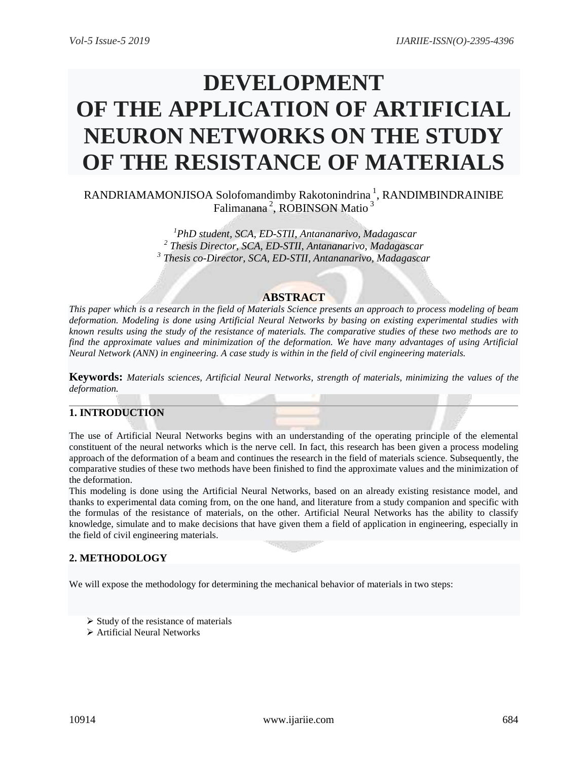# DEVELOPMENT OF THE APPLICATION OF ARTIFICIAL NEURON NETWORKS ON THE STUDY OF THE RESISTANCE OF MATERIALS

RANDRIAMAMONJISOA Solofomandimby Rakotonindrina [1], RANDIMBINDRAINIBE Falimanana [2], ROBINSON Matio [3]

*[1]PhD student, SCA, ED-STII, Antananarivo, Madagascar*
*[2] Thesis Director, SCA, ED-STII, Antananarivo, Madagascar*
*[3] Thesis co-Director, SCA, ED-STII, Antananarivo, Madagascar*

## ABSTRACT

*This paper which is a research in the field of Materials Science presents an approach to process modeling of beam deformation. Modeling is done using Artificial Neural Networks by basing on existing experimental studies with known results using the study of the resistance of materials. The comparative studies of these two methods are to find the approximate values and minimization of the deformation. We have many advantages of using Artificial Neural Network (ANN) in engineering. A case study is within in the field of civil engineering materials.*

**Keywords:** *Materials sciences, Artificial Neural Networks, strength of materials, minimizing the values of the deformation.*

---

## 1. INTRODUCTION

The use of Artificial Neural Networks begins with an understanding of the operating principle of the elemental constituent of the neural networks which is the nerve cell. In fact, this research has been given a process modeling approach of the deformation of a beam and continues the research in the field of materials science. Subsequently, the comparative studies of these two methods have been finished to find the approximate values and the minimization of the deformation.

This modeling is done using the Artificial Neural Networks, based on an already existing resistance model, and thanks to experimental data coming from, on the one hand, and literature from a study companion and specific with the formulas of the resistance of materials, on the other. Artificial Neural Networks has the ability to classify knowledge, simulate and to make decisions that have given them a field of application in engineering, especially in the field of civil engineering materials.

## 2. METHODOLOGY

We will expose the methodology for determining the mechanical behavior of materials in two steps:

- Study of the resistance of materials
- Artificial Neural Networks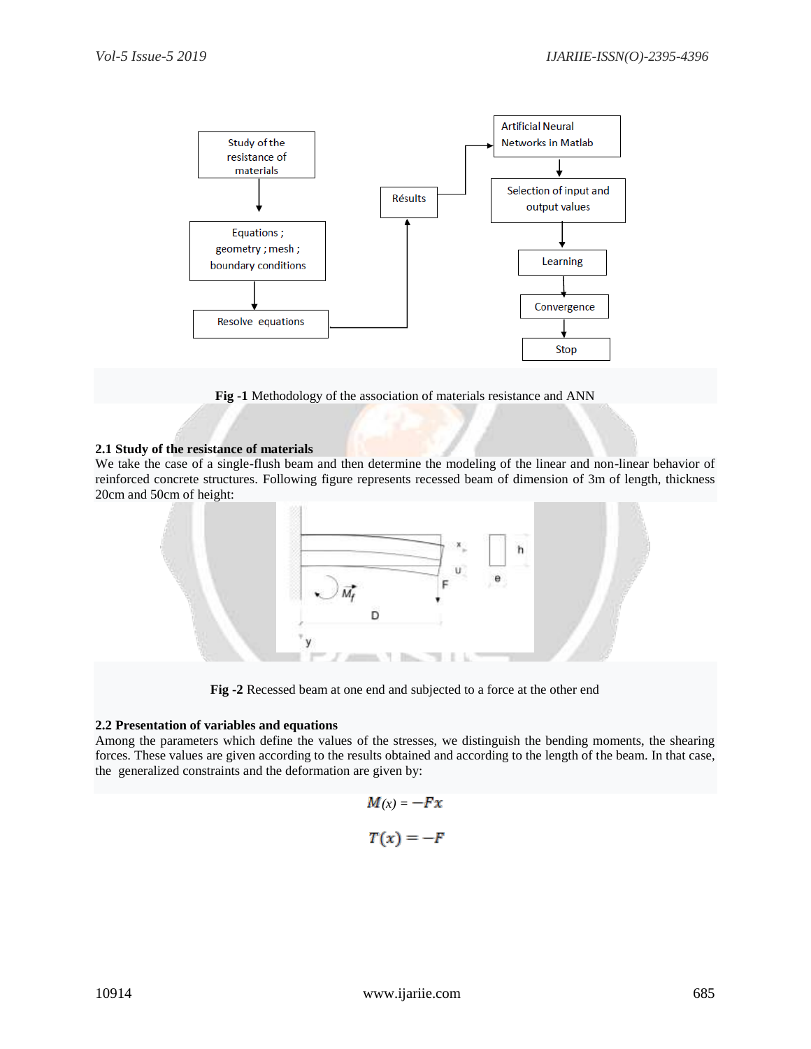**Fig -1** Methodology of the association of materials resistance and ANN

### 2.1 Study of the resistance of materials

We take the case of a single-flush beam and then determine the modeling of the linear and non-linear behavior of reinforced concrete structures. Following figure represents recessed beam of dimension of 3m of length, thickness 20cm and 50cm of height:

**Fig -2** Recessed beam at one end and subjected to a force at the other end

### 2.2 Presentation of variables and equations

Among the parameters which define the values of the stresses, we distinguish the bending moments, the shearing forces. These values are given according to the results obtained and according to the length of the beam. In that case, the generalized constraints and the deformation are given by:

$$M(x) = -Fx$$

$$T(x) = -F$$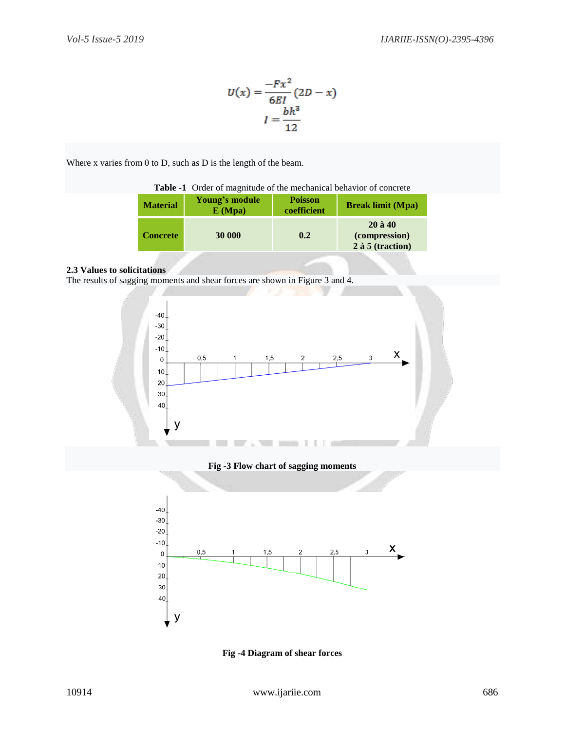$$U(x) = \frac{-Fx^2}{6EI}(2D - x)$$

$$I = \frac{bh^3}{12}$$

Where x varies from 0 to D, such as D is the length of the beam.

**Table -1** Order of magnitude of the mechanical behavior of concrete

| Material | Young's module E (Mpa) | Poisson coefficient | Break limit (Mpa) |
|---|---|---|---|
| Concrete | 30 000 | 0.2 | 20 à 40 (compression) 2 à 5 (traction) |

### 2.3 Values to solicitations

The results of sagging moments and shear forces are shown in Figure 3 and 4.

**Fig -3 Flow chart of sagging moments**

**Fig -4 Diagram of shear forces**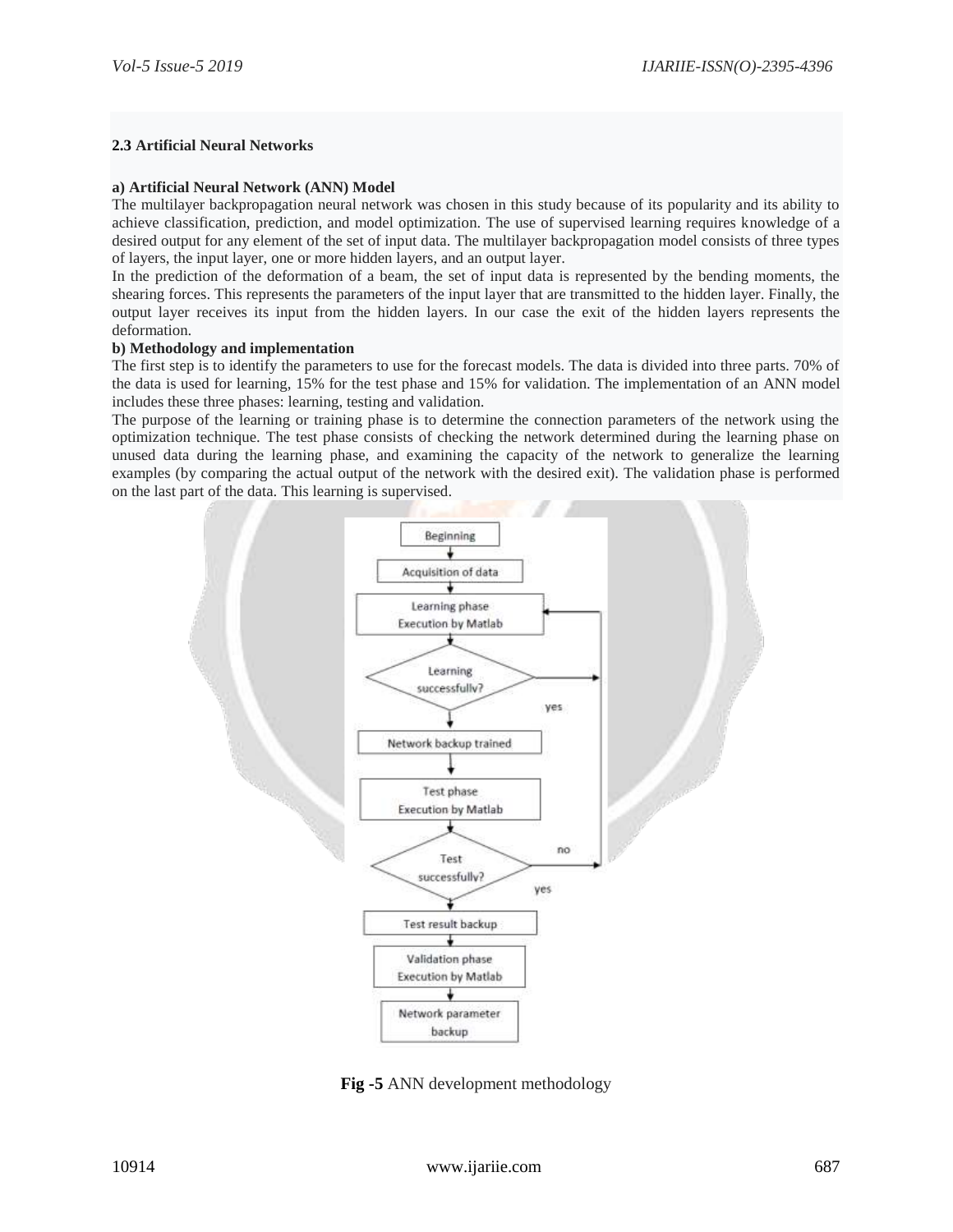### 2.3 Artificial Neural Networks

**a) Artificial Neural Network (ANN) Model**

The multilayer backpropagation neural network was chosen in this study because of its popularity and its ability to achieve classification, prediction, and model optimization. The use of supervised learning requires knowledge of a desired output for any element of the set of input data. The multilayer backpropagation model consists of three types of layers, the input layer, one or more hidden layers, and an output layer.

In the prediction of the deformation of a beam, the set of input data is represented by the bending moments, the shearing forces. This represents the parameters of the input layer that are transmitted to the hidden layer. Finally, the output layer receives its input from the hidden layers. In our case the exit of the hidden layers represents the deformation.

**b) Methodology and implementation**

The first step is to identify the parameters to use for the forecast models. The data is divided into three parts. 70% of the data is used for learning, 15% for the test phase and 15% for validation. The implementation of an ANN model includes these three phases: learning, testing and validation.

The purpose of the learning or training phase is to determine the connection parameters of the network using the optimization technique. The test phase consists of checking the network determined during the learning phase on unused data during the learning phase, and examining the capacity of the network to generalize the learning examples (by comparing the actual output of the network with the desired exit). The validation phase is performed on the last part of the data. This learning is supervised.

**Fig -5** ANN development methodology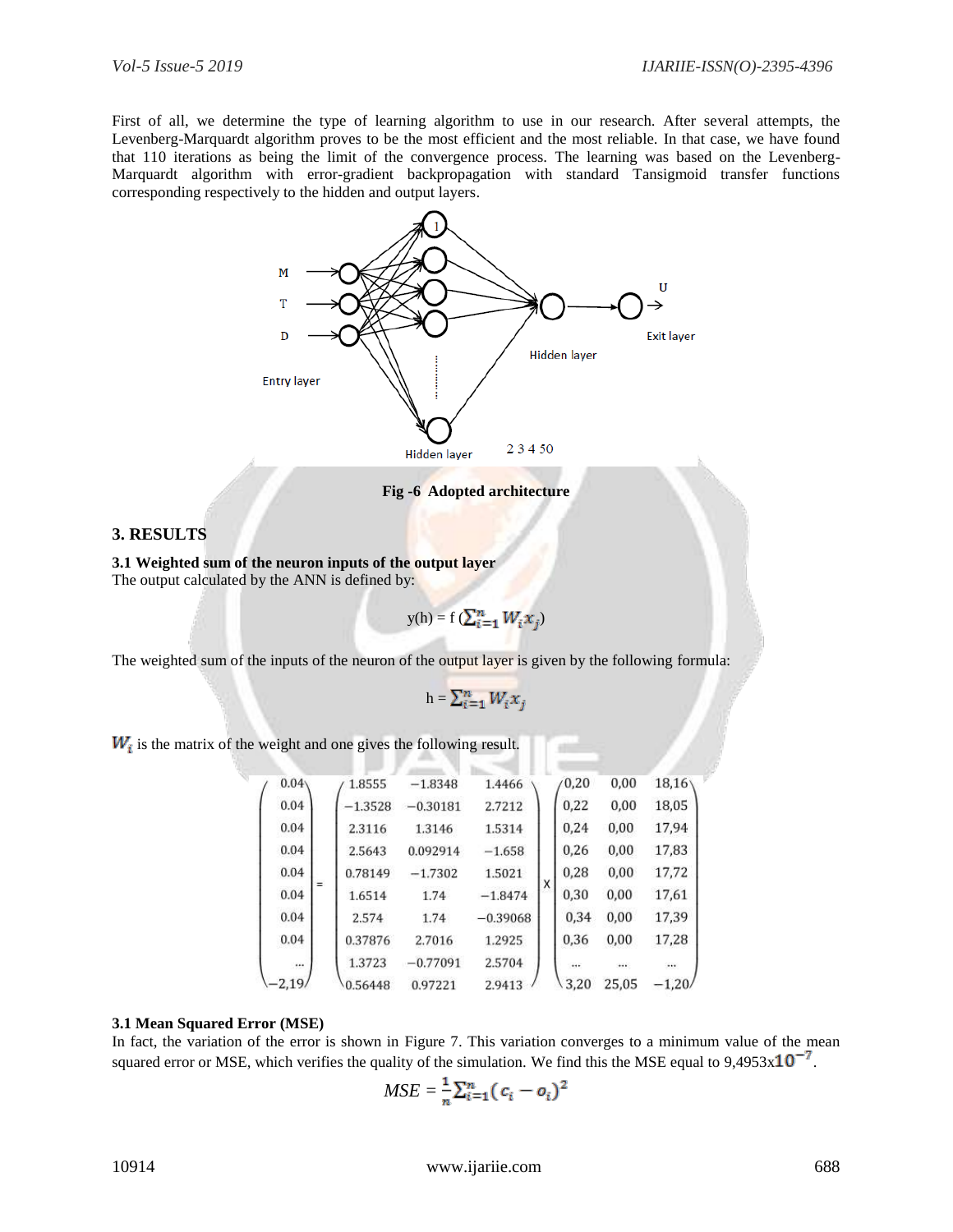First of all, we determine the type of learning algorithm to use in our research. After several attempts, the Levenberg-Marquardt algorithm proves to be the most efficient and the most reliable. In that case, we have found that 110 iterations as being the limit of the convergence process. The learning was based on the Levenberg-Marquardt algorithm with error-gradient backpropagation with standard Tansigmoid transfer functions corresponding respectively to the hidden and output layers.

**Fig -6 Adopted architecture**

## 3. RESULTS

### 3.1 Weighted sum of the neuron inputs of the output layer

The output calculated by the ANN is defined by:

$$y(h) = f\left(\sum_{i=1}^{n} W_i x_j\right)$$

The weighted sum of the inputs of the neuron of the output layer is given by the following formula:

$$h = \sum_{i=1}^{n} W_i x_j$$

$W_i$ is the matrix of the weight and one gives the following result.

$$\begin{pmatrix} 0.04 \\ 0.04 \\ 0.04 \\ 0.04 \\ 0.04 \\ 0.04 \\ 0.04 \\ 0.04 \\ \ldots \\ -2{,}19 \end{pmatrix} = \begin{pmatrix} 1.8555 & -1.8348 & 1.4466 \\ -1.3528 & -0.30181 & 2.7212 \\ 2.3116 & 1.3146 & 1.5314 \\ 2.5643 & 0.092914 & -1.658 \\ 0.78149 & -1.7302 & 1.5021 \\ 1.6514 & 1.74 & -1.8474 \\ 2.574 & 1.74 & -0.39068 \\ 0.37876 & 2.7016 & 1.2925 \\ 1.3723 & -0.77091 & 2.5704 \\ 0.56448 & 0.97221 & 2.9413 \end{pmatrix} \times \begin{pmatrix} 0{,}20 & 0{,}00 & 18{,}16 \\ 0{,}22 & 0{,}00 & 18{,}05 \\ 0{,}24 & 0{,}00 & 17{,}94 \\ 0{,}26 & 0{,}00 & 17{,}83 \\ 0{,}28 & 0{,}00 & 17{,}72 \\ 0{,}30 & 0{,}00 & 17{,}61 \\ 0{,}34 & 0{,}00 & 17{,}39 \\ 0{,}36 & 0{,}00 & 17{,}28 \\ \ldots & \ldots & \ldots \\ 3{,}20 & 25{,}05 & -1{,}20 \end{pmatrix}$$

### 3.1 Mean Squared Error (MSE)

In fact, the variation of the error is shown in Figure 7. This variation converges to a minimum value of the mean squared error or MSE, which verifies the quality of the simulation. We find this the MSE equal to 9,4953x$10^{-7}$.

$$MSE = \frac{1}{n}\sum_{i=1}^{n}(c_i - o_i)^2$$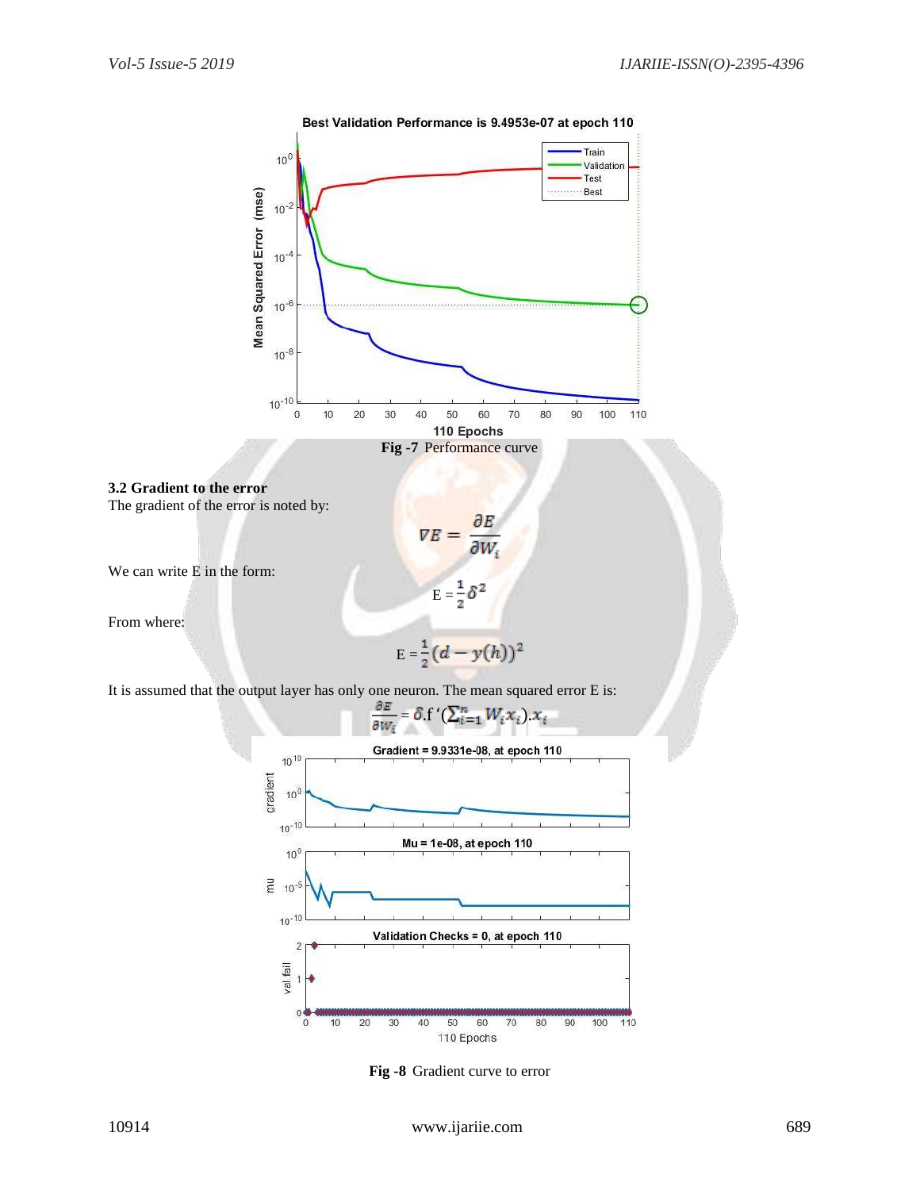Fig -7 Performance curve

### 3.2 Gradient to the error

The gradient of the error is noted by:

$$\nabla E = \frac{\partial E}{\partial W_i}$$

We can write E in the form:

$$E = \frac{1}{2}\delta^2$$

From where:

$$E = \frac{1}{2}(d - y(h))^2$$

It is assumed that the output layer has only one neuron. The mean squared error E is:

$$\frac{\partial E}{\partial W_i} = \delta . f'(\textstyle\sum_{i=1}^{n} W_i x_i) . x_i$$

Fig -8 Gradient curve to error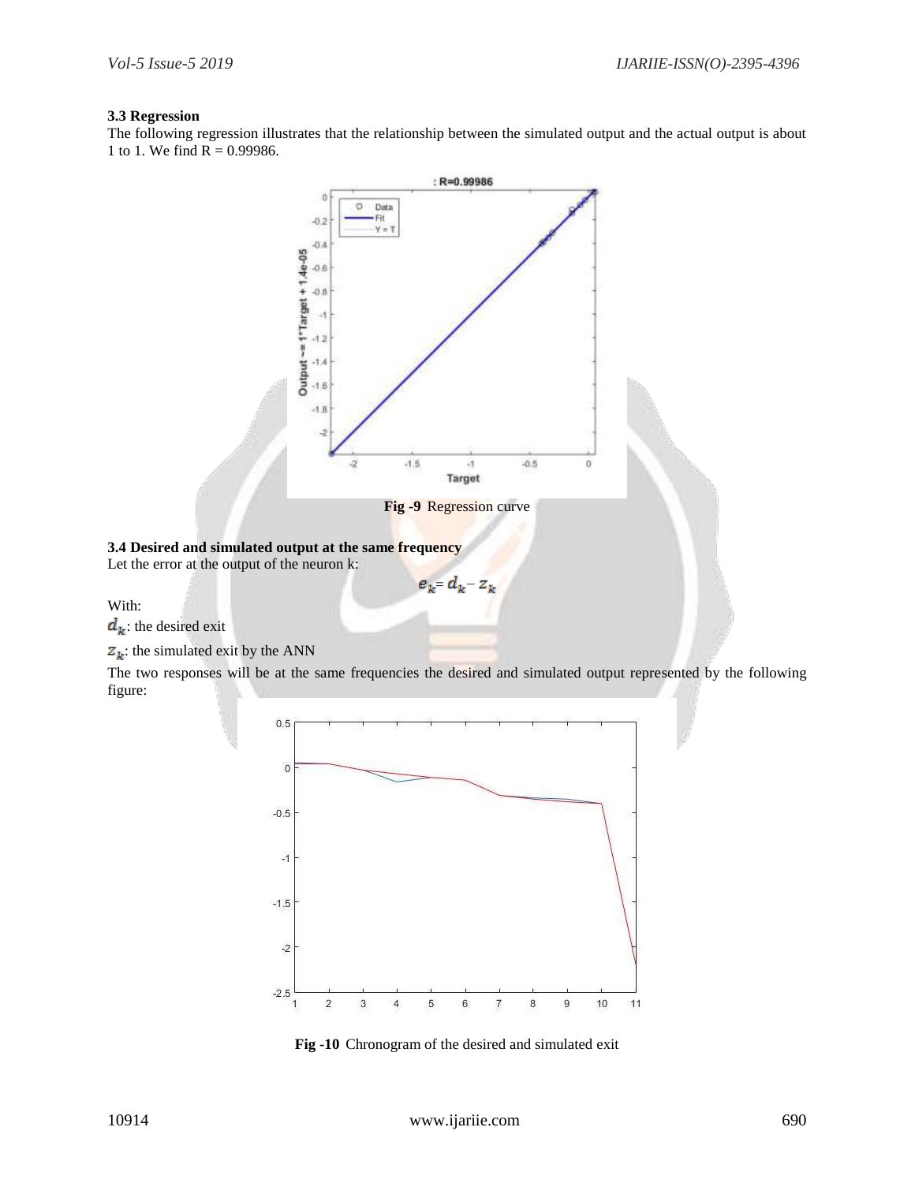### 3.3 Regression

The following regression illustrates that the relationship between the simulated output and the actual output is about 1 to 1. We find R = 0.99986.

**Fig -9** Regression curve

### 3.4 Desired and simulated output at the same frequency

Let the error at the output of the neuron k:

$$e_k = d_k - z_k$$

With:

$d_k$: the desired exit

$z_k$: the simulated exit by the ANN

The two responses will be at the same frequencies the desired and simulated output represented by the following figure:

**Fig -10** Chronogram of the desired and simulated exit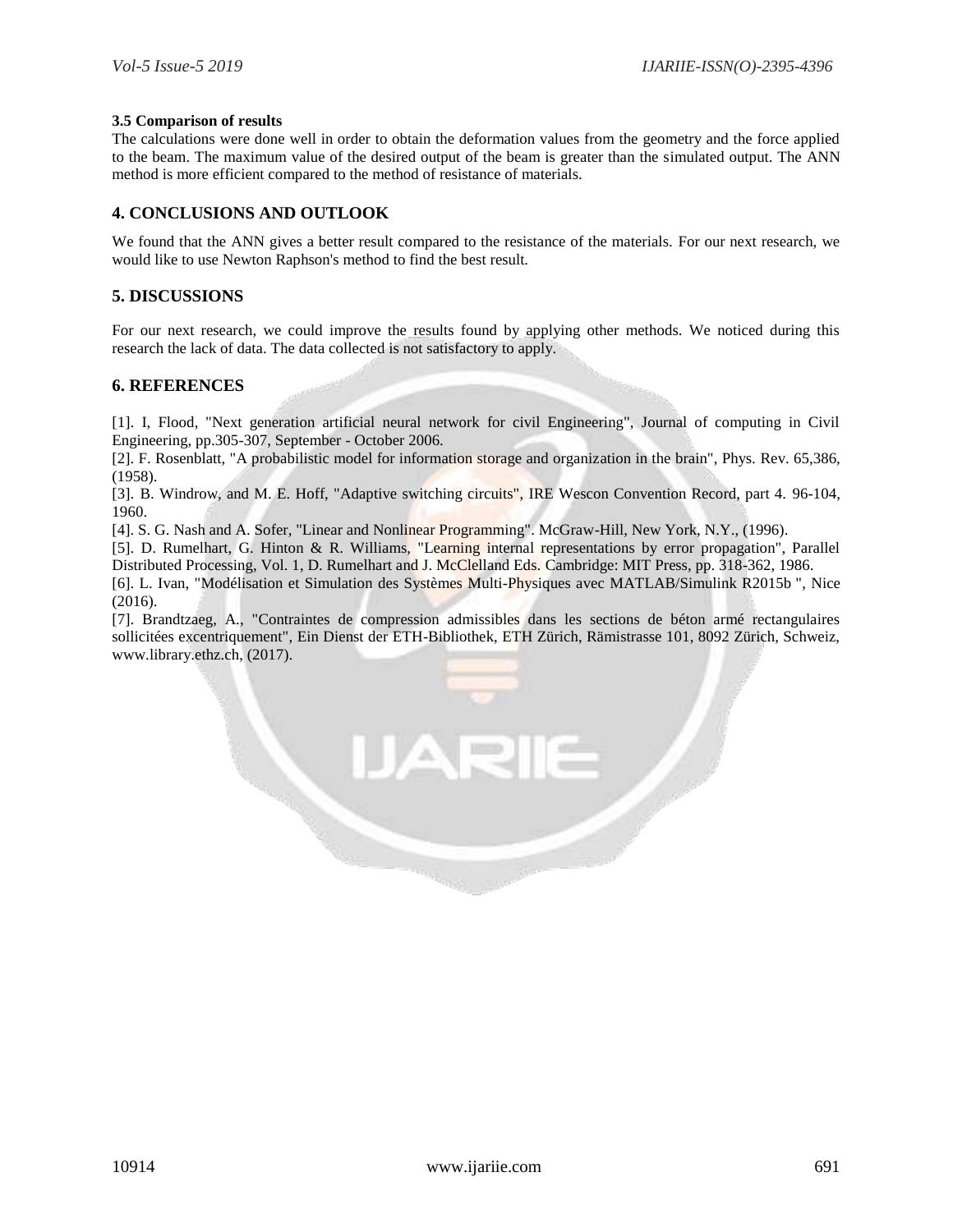### 3.5 Comparison of results

The calculations were done well in order to obtain the deformation values from the geometry and the force applied to the beam. The maximum value of the desired output of the beam is greater than the simulated output. The ANN method is more efficient compared to the method of resistance of materials.

## 4. CONCLUSIONS AND OUTLOOK

We found that the ANN gives a better result compared to the resistance of the materials. For our next research, we would like to use Newton Raphson's method to find the best result.

## 5. DISCUSSIONS

For our next research, we could improve the results found by applying other methods. We noticed during this research the lack of data. The data collected is not satisfactory to apply.

## 6. REFERENCES

[1]. I, Flood, "Next generation artificial neural network for civil Engineering", Journal of computing in Civil Engineering, pp.305-307, September - October 2006.

[2]. F. Rosenblatt, "A probabilistic model for information storage and organization in the brain", Phys. Rev. 65,386, (1958).

[3]. B. Windrow, and M. E. Hoff, "Adaptive switching circuits", IRE Wescon Convention Record, part 4. 96-104, 1960.

[4]. S. G. Nash and A. Sofer, "Linear and Nonlinear Programming". McGraw-Hill, New York, N.Y., (1996).

[5]. D. Rumelhart, G. Hinton & R. Williams, "Learning internal representations by error propagation", Parallel Distributed Processing, Vol. 1, D. Rumelhart and J. McClelland Eds. Cambridge: MIT Press, pp. 318-362, 1986.

[6]. L. Ivan, "Modélisation et Simulation des Systèmes Multi-Physiques avec MATLAB/Simulink R2015b ", Nice (2016).

[7]. Brandtzaeg, A., "Contraintes de compression admissibles dans les sections de béton armé rectangulaires sollicitées excentriquement", Ein Dienst der ETH-Bibliothek, ETH Zürich, Rämistrasse 101, 8092 Zürich, Schweiz, www.library.ethz.ch, (2017).